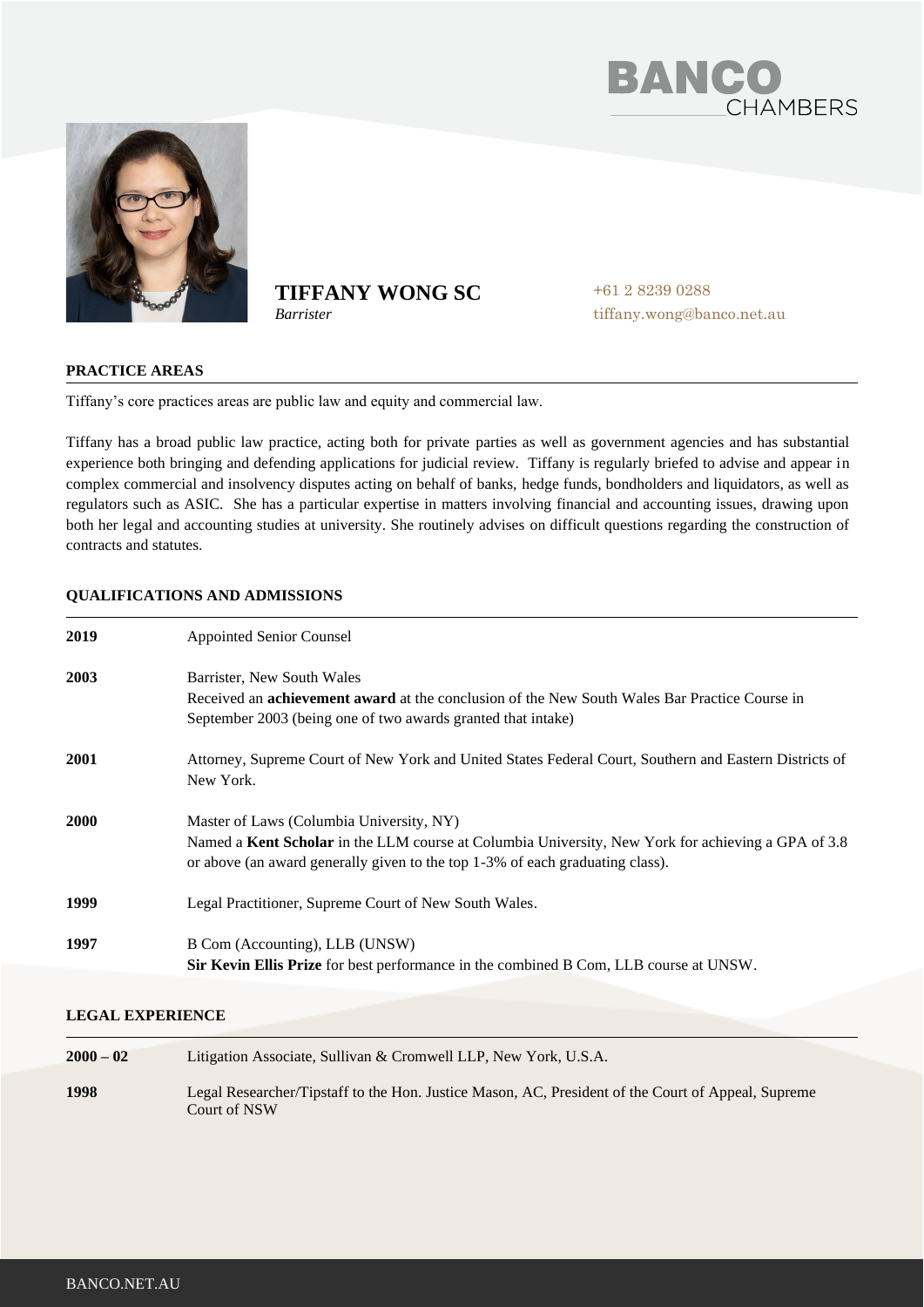# TIFFANY WONG SC

*Barrister*

+61 2 8239 0288
tiffany.wong@banco.net.au

## PRACTICE AREAS

Tiffany's core practices areas are public law and equity and commercial law.

Tiffany has a broad public law practice, acting both for private parties as well as government agencies and has substantial experience both bringing and defending applications for judicial review. Tiffany is regularly briefed to advise and appear in complex commercial and insolvency disputes acting on behalf of banks, hedge funds, bondholders and liquidators, as well as regulators such as ASIC. She has a particular expertise in matters involving financial and accounting issues, drawing upon both her legal and accounting studies at university. She routinely advises on difficult questions regarding the construction of contracts and statutes.

## QUALIFICATIONS AND ADMISSIONS

| | |
|---|---|
| **2019** | Appointed Senior Counsel |
| **2003** | Barrister, New South Wales<br>Received an **achievement award** at the conclusion of the New South Wales Bar Practice Course in September 2003 (being one of two awards granted that intake) |
| **2001** | Attorney, Supreme Court of New York and United States Federal Court, Southern and Eastern Districts of New York. |
| **2000** | Master of Laws (Columbia University, NY)<br>Named a **Kent Scholar** in the LLM course at Columbia University, New York for achieving a GPA of 3.8 or above (an award generally given to the top 1-3% of each graduating class). |
| **1999** | Legal Practitioner, Supreme Court of New South Wales. |
| **1997** | B Com (Accounting), LLB (UNSW)<br>**Sir Kevin Ellis Prize** for best performance in the combined B Com, LLB course at UNSW. |

## LEGAL EXPERIENCE

| | |
|---|---|
| **2000 – 02** | Litigation Associate, Sullivan & Cromwell LLP, New York, U.S.A. |
| **1998** | Legal Researcher/Tipstaff to the Hon. Justice Mason, AC, President of the Court of Appeal, Supreme Court of NSW |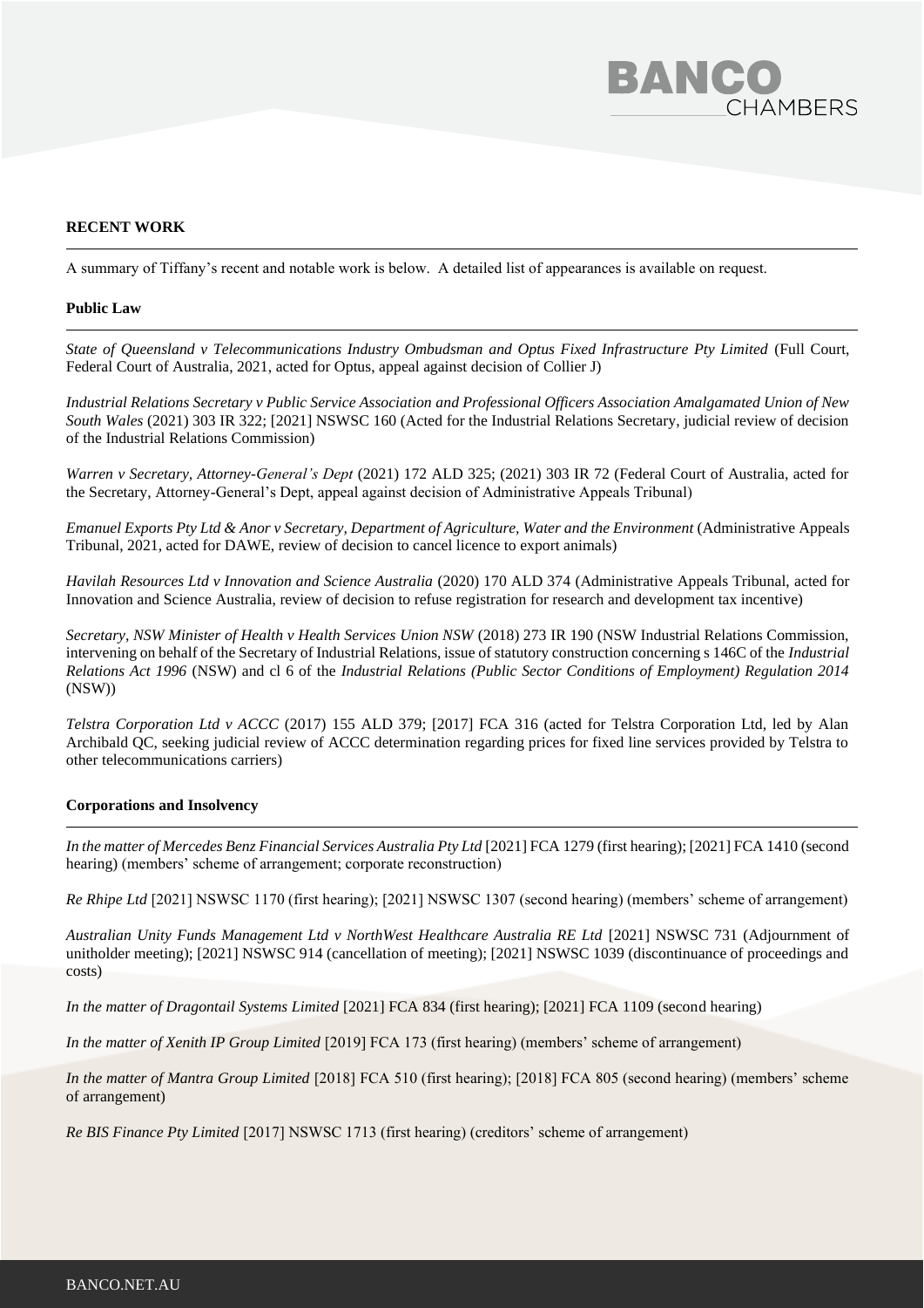## RECENT WORK

A summary of Tiffany's recent and notable work is below. A detailed list of appearances is available on request.

### Public Law

*State of Queensland v Telecommunications Industry Ombudsman and Optus Fixed Infrastructure Pty Limited* (Full Court, Federal Court of Australia, 2021, acted for Optus, appeal against decision of Collier J)

*Industrial Relations Secretary v Public Service Association and Professional Officers Association Amalgamated Union of New South Wales* (2021) 303 IR 322; [2021] NSWSC 160 (Acted for the Industrial Relations Secretary, judicial review of decision of the Industrial Relations Commission)

*Warren v Secretary, Attorney-General's Dept* (2021) 172 ALD 325; (2021) 303 IR 72 (Federal Court of Australia, acted for the Secretary, Attorney-General's Dept, appeal against decision of Administrative Appeals Tribunal)

*Emanuel Exports Pty Ltd & Anor v Secretary, Department of Agriculture, Water and the Environment* (Administrative Appeals Tribunal, 2021, acted for DAWE, review of decision to cancel licence to export animals)

*Havilah Resources Ltd v Innovation and Science Australia* (2020) 170 ALD 374 (Administrative Appeals Tribunal, acted for Innovation and Science Australia, review of decision to refuse registration for research and development tax incentive)

*Secretary, NSW Minister of Health v Health Services Union NSW* (2018) 273 IR 190 (NSW Industrial Relations Commission, intervening on behalf of the Secretary of Industrial Relations, issue of statutory construction concerning s 146C of the *Industrial Relations Act 1996* (NSW) and cl 6 of the *Industrial Relations (Public Sector Conditions of Employment) Regulation 2014* (NSW))

*Telstra Corporation Ltd v ACCC* (2017) 155 ALD 379; [2017] FCA 316 (acted for Telstra Corporation Ltd, led by Alan Archibald QC, seeking judicial review of ACCC determination regarding prices for fixed line services provided by Telstra to other telecommunications carriers)

### Corporations and Insolvency

*In the matter of Mercedes Benz Financial Services Australia Pty Ltd* [2021] FCA 1279 (first hearing); [2021] FCA 1410 (second hearing) (members' scheme of arrangement; corporate reconstruction)

*Re Rhipe Ltd* [2021] NSWSC 1170 (first hearing); [2021] NSWSC 1307 (second hearing) (members' scheme of arrangement)

*Australian Unity Funds Management Ltd v NorthWest Healthcare Australia RE Ltd* [2021] NSWSC 731 (Adjournment of unitholder meeting); [2021] NSWSC 914 (cancellation of meeting); [2021] NSWSC 1039 (discontinuance of proceedings and costs)

*In the matter of Dragontail Systems Limited* [2021] FCA 834 (first hearing); [2021] FCA 1109 (second hearing)

*In the matter of Xenith IP Group Limited* [2019] FCA 173 (first hearing) (members' scheme of arrangement)

*In the matter of Mantra Group Limited* [2018] FCA 510 (first hearing); [2018] FCA 805 (second hearing) (members' scheme of arrangement)

*Re BIS Finance Pty Limited* [2017] NSWSC 1713 (first hearing) (creditors' scheme of arrangement)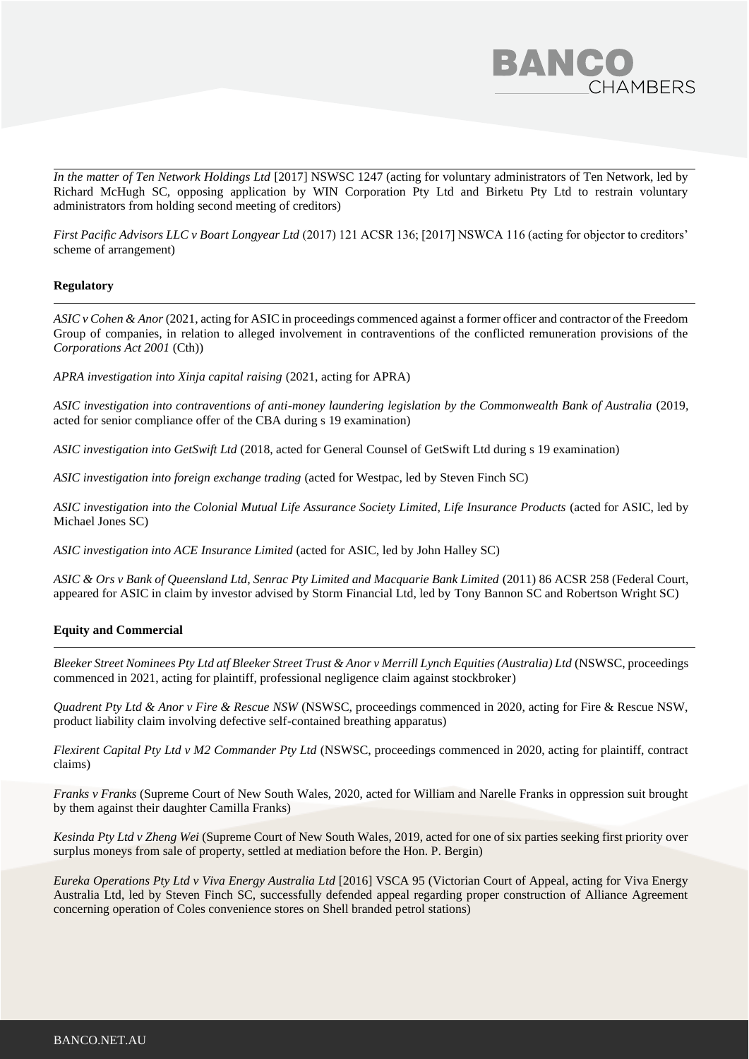*In the matter of Ten Network Holdings Ltd* [2017] NSWSC 1247 (acting for voluntary administrators of Ten Network, led by Richard McHugh SC, opposing application by WIN Corporation Pty Ltd and Birketu Pty Ltd to restrain voluntary administrators from holding second meeting of creditors)

*First Pacific Advisors LLC v Boart Longyear Ltd* (2017) 121 ACSR 136; [2017] NSWCA 116 (acting for objector to creditors' scheme of arrangement)

**Regulatory**

*ASIC v Cohen & Anor* (2021, acting for ASIC in proceedings commenced against a former officer and contractor of the Freedom Group of companies, in relation to alleged involvement in contraventions of the conflicted remuneration provisions of the *Corporations Act 2001* (Cth))

*APRA investigation into Xinja capital raising* (2021, acting for APRA)

*ASIC investigation into contraventions of anti-money laundering legislation by the Commonwealth Bank of Australia* (2019, acted for senior compliance offer of the CBA during s 19 examination)

*ASIC investigation into GetSwift Ltd* (2018, acted for General Counsel of GetSwift Ltd during s 19 examination)

*ASIC investigation into foreign exchange trading* (acted for Westpac, led by Steven Finch SC)

*ASIC investigation into the Colonial Mutual Life Assurance Society Limited, Life Insurance Products* (acted for ASIC, led by Michael Jones SC)

*ASIC investigation into ACE Insurance Limited* (acted for ASIC, led by John Halley SC)

*ASIC & Ors v Bank of Queensland Ltd, Senrac Pty Limited and Macquarie Bank Limited* (2011) 86 ACSR 258 (Federal Court, appeared for ASIC in claim by investor advised by Storm Financial Ltd, led by Tony Bannon SC and Robertson Wright SC)

**Equity and Commercial**

*Bleeker Street Nominees Pty Ltd atf Bleeker Street Trust & Anor v Merrill Lynch Equities (Australia) Ltd* (NSWSC, proceedings commenced in 2021, acting for plaintiff, professional negligence claim against stockbroker)

*Quadrent Pty Ltd & Anor v Fire & Rescue NSW* (NSWSC, proceedings commenced in 2020, acting for Fire & Rescue NSW, product liability claim involving defective self-contained breathing apparatus)

*Flexirent Capital Pty Ltd v M2 Commander Pty Ltd* (NSWSC, proceedings commenced in 2020, acting for plaintiff, contract claims)

*Franks v Franks* (Supreme Court of New South Wales, 2020, acted for William and Narelle Franks in oppression suit brought by them against their daughter Camilla Franks)

*Kesinda Pty Ltd v Zheng Wei* (Supreme Court of New South Wales, 2019, acted for one of six parties seeking first priority over surplus moneys from sale of property, settled at mediation before the Hon. P. Bergin)

*Eureka Operations Pty Ltd v Viva Energy Australia Ltd* [2016] VSCA 95 (Victorian Court of Appeal, acting for Viva Energy Australia Ltd, led by Steven Finch SC, successfully defended appeal regarding proper construction of Alliance Agreement concerning operation of Coles convenience stores on Shell branded petrol stations)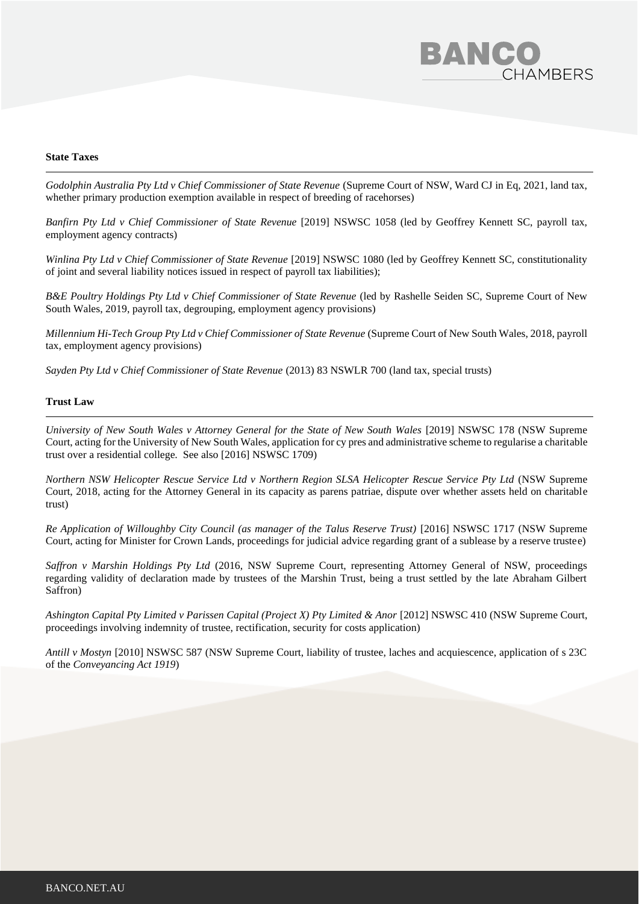**State Taxes**

*Godolphin Australia Pty Ltd v Chief Commissioner of State Revenue* (Supreme Court of NSW, Ward CJ in Eq, 2021, land tax, whether primary production exemption available in respect of breeding of racehorses)

*Banfirn Pty Ltd v Chief Commissioner of State Revenue* [2019] NSWSC 1058 (led by Geoffrey Kennett SC, payroll tax, employment agency contracts)

*Winlina Pty Ltd v Chief Commissioner of State Revenue* [2019] NSWSC 1080 (led by Geoffrey Kennett SC, constitutionality of joint and several liability notices issued in respect of payroll tax liabilities);

*B&E Poultry Holdings Pty Ltd v Chief Commissioner of State Revenue* (led by Rashelle Seiden SC, Supreme Court of New South Wales, 2019, payroll tax, degrouping, employment agency provisions)

*Millennium Hi-Tech Group Pty Ltd v Chief Commissioner of State Revenue* (Supreme Court of New South Wales, 2018, payroll tax, employment agency provisions)

*Sayden Pty Ltd v Chief Commissioner of State Revenue* (2013) 83 NSWLR 700 (land tax, special trusts)

**Trust Law**

*University of New South Wales v Attorney General for the State of New South Wales* [2019] NSWSC 178 (NSW Supreme Court, acting for the University of New South Wales, application for cy pres and administrative scheme to regularise a charitable trust over a residential college. See also [2016] NSWSC 1709)

*Northern NSW Helicopter Rescue Service Ltd v Northern Region SLSA Helicopter Rescue Service Pty Ltd* (NSW Supreme Court, 2018, acting for the Attorney General in its capacity as parens patriae, dispute over whether assets held on charitable trust)

*Re Application of Willoughby City Council (as manager of the Talus Reserve Trust)* [2016] NSWSC 1717 (NSW Supreme Court, acting for Minister for Crown Lands, proceedings for judicial advice regarding grant of a sublease by a reserve trustee)

*Saffron v Marshin Holdings Pty Ltd* (2016, NSW Supreme Court, representing Attorney General of NSW, proceedings regarding validity of declaration made by trustees of the Marshin Trust, being a trust settled by the late Abraham Gilbert Saffron)

*Ashington Capital Pty Limited v Parissen Capital (Project X) Pty Limited & Anor* [2012] NSWSC 410 (NSW Supreme Court, proceedings involving indemnity of trustee, rectification, security for costs application)

*Antill v Mostyn* [2010] NSWSC 587 (NSW Supreme Court, liability of trustee, laches and acquiescence, application of s 23C of the *Conveyancing Act 1919*)